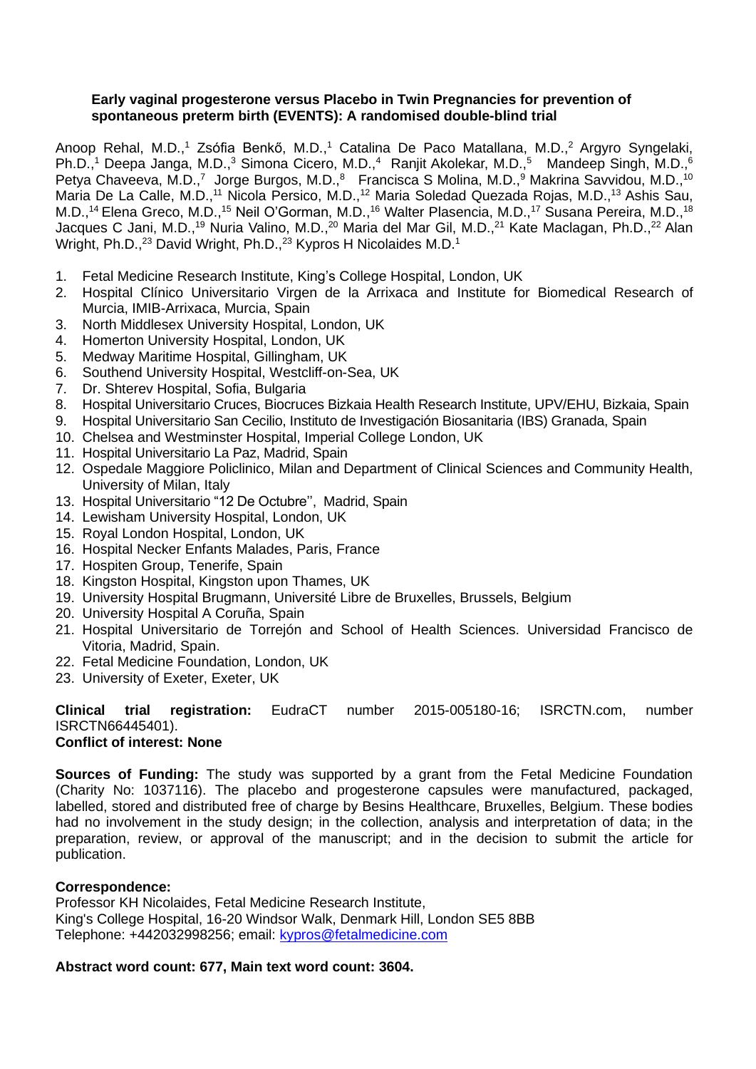**Early vaginal progesterone versus Placebo in Twin Pregnancies for prevention of spontaneous preterm birth (EVENTS): A randomised double-blind trial**

Anoop Rehal, M.D.,[1] Zsófia Benkő, M.D.,[1] Catalina De Paco Matallana, M.D.,[2] Argyro Syngelaki, Ph.D.,[1] Deepa Janga, M.D.,[3] Simona Cicero, M.D.,[4] Ranjit Akolekar, M.D.,[5] Mandeep Singh, M.D.,[6] Petya Chaveeva, M.D.,[7] Jorge Burgos, M.D.,[8] Francisca S Molina, M.D.,[9] Makrina Savvidou, M.D.,[10] Maria De La Calle, M.D.,[11] Nicola Persico, M.D.,[12] Maria Soledad Quezada Rojas, M.D.,[13] Ashis Sau, M.D.,[14] Elena Greco, M.D.,[15] Neil O'Gorman, M.D.,[16] Walter Plasencia, M.D.,[17] Susana Pereira, M.D.,[18] Jacques C Jani, M.D.,[19] Nuria Valino, M.D.,[20] Maria del Mar Gil, M.D.,[21] Kate Maclagan, Ph.D.,[22] Alan Wright, Ph.D.,[23] David Wright, Ph.D.,[23] Kypros H Nicolaides M.D.[1]

1. Fetal Medicine Research Institute, King's College Hospital, London, UK
2. Hospital Clínico Universitario Virgen de la Arrixaca and Institute for Biomedical Research of Murcia, IMIB-Arrixaca, Murcia, Spain
3. North Middlesex University Hospital, London, UK
4. Homerton University Hospital, London, UK
5. Medway Maritime Hospital, Gillingham, UK
6. Southend University Hospital, Westcliff-on-Sea, UK
7. Dr. Shterev Hospital, Sofia, Bulgaria
8. Hospital Universitario Cruces, Biocruces Bizkaia Health Research Institute, UPV/EHU, Bizkaia, Spain
9. Hospital Universitario San Cecilio, Instituto de Investigación Biosanitaria (IBS) Granada, Spain
10. Chelsea and Westminster Hospital, Imperial College London, UK
11. Hospital Universitario La Paz, Madrid, Spain
12. Ospedale Maggiore Policlinico, Milan and Department of Clinical Sciences and Community Health, University of Milan, Italy
13. Hospital Universitario "12 De Octubre'', Madrid, Spain
14. Lewisham University Hospital, London, UK
15. Royal London Hospital, London, UK
16. Hospital Necker Enfants Malades, Paris, France
17. Hospiten Group, Tenerife, Spain
18. Kingston Hospital, Kingston upon Thames, UK
19. University Hospital Brugmann, Université Libre de Bruxelles, Brussels, Belgium
20. University Hospital A Coruña, Spain
21. Hospital Universitario de Torrejón and School of Health Sciences. Universidad Francisco de Vitoria, Madrid, Spain.
22. Fetal Medicine Foundation, London, UK
23. University of Exeter, Exeter, UK

**Clinical trial registration:** EudraCT number 2015-005180-16; ISRCTN.com, number ISRCTN66445401).

**Conflict of interest: None**

**Sources of Funding:** The study was supported by a grant from the Fetal Medicine Foundation (Charity No: 1037116). The placebo and progesterone capsules were manufactured, packaged, labelled, stored and distributed free of charge by Besins Healthcare, Bruxelles, Belgium. These bodies had no involvement in the study design; in the collection, analysis and interpretation of data; in the preparation, review, or approval of the manuscript; and in the decision to submit the article for publication.

**Correspondence:**

Professor KH Nicolaides, Fetal Medicine Research Institute,
King's College Hospital, 16-20 Windsor Walk, Denmark Hill, London SE5 8BB
Telephone: +442032998256; email: kypros@fetalmedicine.com

**Abstract word count: 677, Main text word count: 3604.**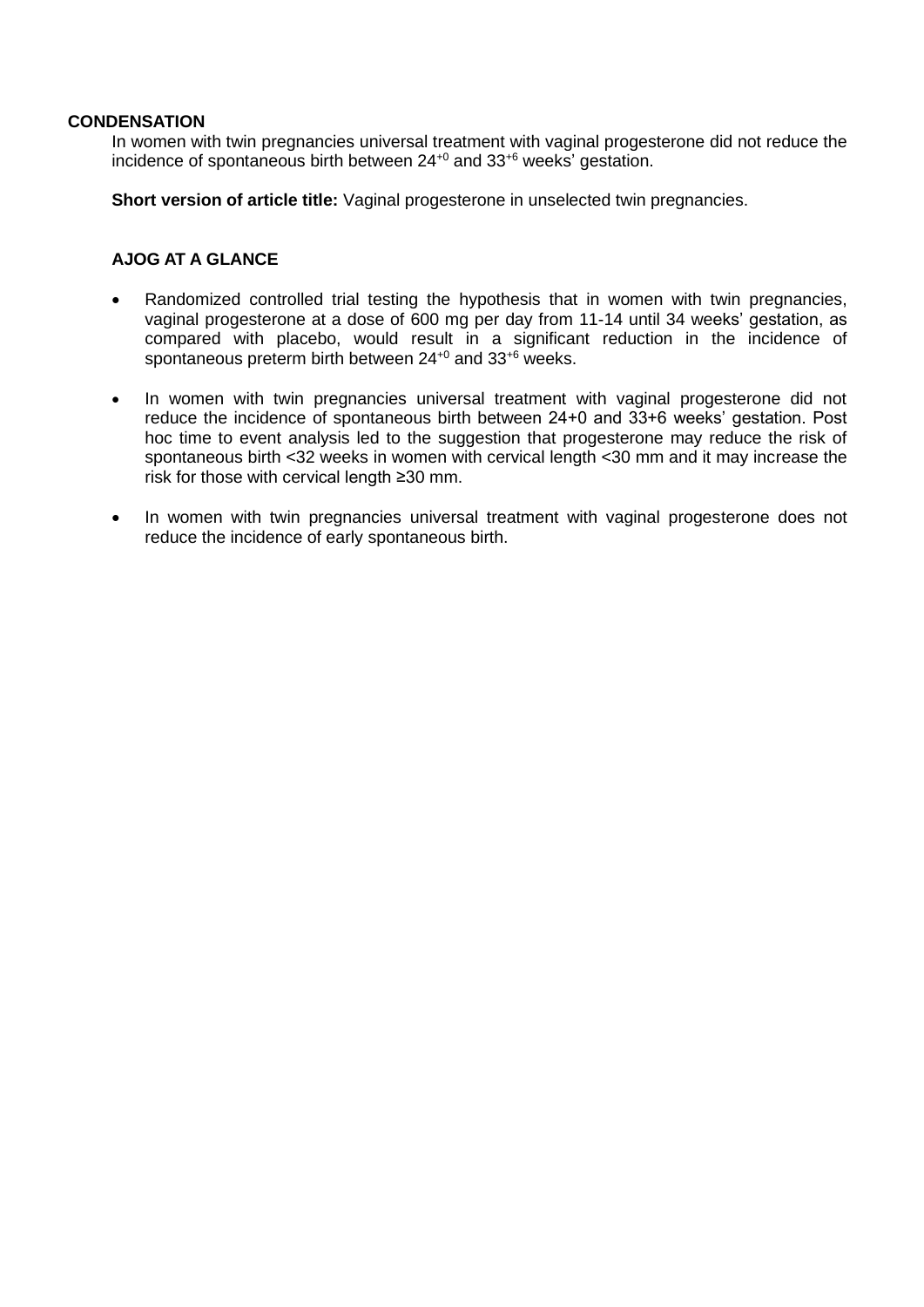## CONDENSATION

In women with twin pregnancies universal treatment with vaginal progesterone did not reduce the incidence of spontaneous birth between $24^{+0}$ and $33^{+6}$ weeks' gestation.

**Short version of article title:** Vaginal progesterone in unselected twin pregnancies.

## AJOG AT A GLANCE

- Randomized controlled trial testing the hypothesis that in women with twin pregnancies, vaginal progesterone at a dose of 600 mg per day from 11-14 until 34 weeks' gestation, as compared with placebo, would result in a significant reduction in the incidence of spontaneous preterm birth between $24^{+0}$ and $33^{+6}$ weeks.
- In women with twin pregnancies universal treatment with vaginal progesterone did not reduce the incidence of spontaneous birth between 24+0 and 33+6 weeks' gestation. Post hoc time to event analysis led to the suggestion that progesterone may reduce the risk of spontaneous birth <32 weeks in women with cervical length <30 mm and it may increase the risk for those with cervical length ≥30 mm.
- In women with twin pregnancies universal treatment with vaginal progesterone does not reduce the incidence of early spontaneous birth.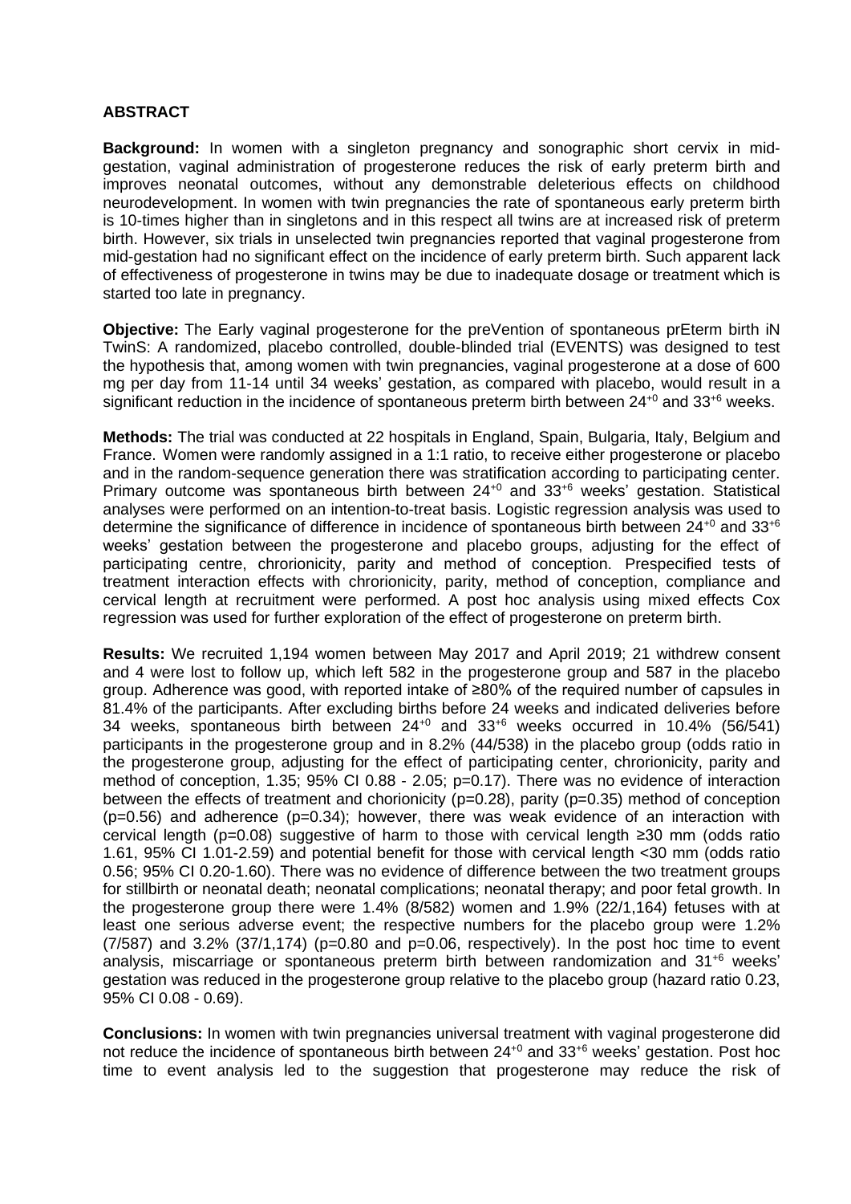## ABSTRACT

**Background:** In women with a singleton pregnancy and sonographic short cervix in mid-gestation, vaginal administration of progesterone reduces the risk of early preterm birth and improves neonatal outcomes, without any demonstrable deleterious effects on childhood neurodevelopment. In women with twin pregnancies the rate of spontaneous early preterm birth is 10-times higher than in singletons and in this respect all twins are at increased risk of preterm birth. However, six trials in unselected twin pregnancies reported that vaginal progesterone from mid-gestation had no significant effect on the incidence of early preterm birth. Such apparent lack of effectiveness of progesterone in twins may be due to inadequate dosage or treatment which is started too late in pregnancy.

**Objective:** The Early vaginal progesterone for the preVention of spontaneous prEterm birth iN TwinS: A randomized, placebo controlled, double-blinded trial (EVENTS) was designed to test the hypothesis that, among women with twin pregnancies, vaginal progesterone at a dose of 600 mg per day from 11-14 until 34 weeks' gestation, as compared with placebo, would result in a significant reduction in the incidence of spontaneous preterm birth between $24^{+0}$ and $33^{+6}$ weeks.

**Methods:** The trial was conducted at 22 hospitals in England, Spain, Bulgaria, Italy, Belgium and France. Women were randomly assigned in a 1:1 ratio, to receive either progesterone or placebo and in the random-sequence generation there was stratification according to participating center. Primary outcome was spontaneous birth between $24^{+0}$ and $33^{+6}$ weeks' gestation. Statistical analyses were performed on an intention-to-treat basis. Logistic regression analysis was used to determine the significance of difference in incidence of spontaneous birth between $24^{+0}$ and $33^{+6}$ weeks' gestation between the progesterone and placebo groups, adjusting for the effect of participating centre, chrorionicity, parity and method of conception. Prespecified tests of treatment interaction effects with chrorionicity, parity, method of conception, compliance and cervical length at recruitment were performed. A post hoc analysis using mixed effects Cox regression was used for further exploration of the effect of progesterone on preterm birth.

**Results:** We recruited 1,194 women between May 2017 and April 2019; 21 withdrew consent and 4 were lost to follow up, which left 582 in the progesterone group and 587 in the placebo group. Adherence was good, with reported intake of ≥80% of the required number of capsules in 81.4% of the participants. After excluding births before 24 weeks and indicated deliveries before 34 weeks, spontaneous birth between $24^{+0}$ and $33^{+6}$ weeks occurred in 10.4% (56/541) participants in the progesterone group and in 8.2% (44/538) in the placebo group (odds ratio in the progesterone group, adjusting for the effect of participating center, chrorionicity, parity and method of conception, 1.35; 95% CI 0.88 - 2.05; p=0.17). There was no evidence of interaction between the effects of treatment and chorionicity (p=0.28), parity (p=0.35) method of conception (p=0.56) and adherence (p=0.34); however, there was weak evidence of an interaction with cervical length (p=0.08) suggestive of harm to those with cervical length ≥30 mm (odds ratio 1.61, 95% CI 1.01-2.59) and potential benefit for those with cervical length <30 mm (odds ratio 0.56; 95% CI 0.20-1.60). There was no evidence of difference between the two treatment groups for stillbirth or neonatal death; neonatal complications; neonatal therapy; and poor fetal growth. In the progesterone group there were 1.4% (8/582) women and 1.9% (22/1,164) fetuses with at least one serious adverse event; the respective numbers for the placebo group were 1.2% (7/587) and 3.2% (37/1,174) (p=0.80 and p=0.06, respectively). In the post hoc time to event analysis, miscarriage or spontaneous preterm birth between randomization and $31^{+6}$ weeks' gestation was reduced in the progesterone group relative to the placebo group (hazard ratio 0.23, 95% CI 0.08 - 0.69).

**Conclusions:** In women with twin pregnancies universal treatment with vaginal progesterone did not reduce the incidence of spontaneous birth between $24^{+0}$ and $33^{+6}$ weeks' gestation. Post hoc time to event analysis led to the suggestion that progesterone may reduce the risk of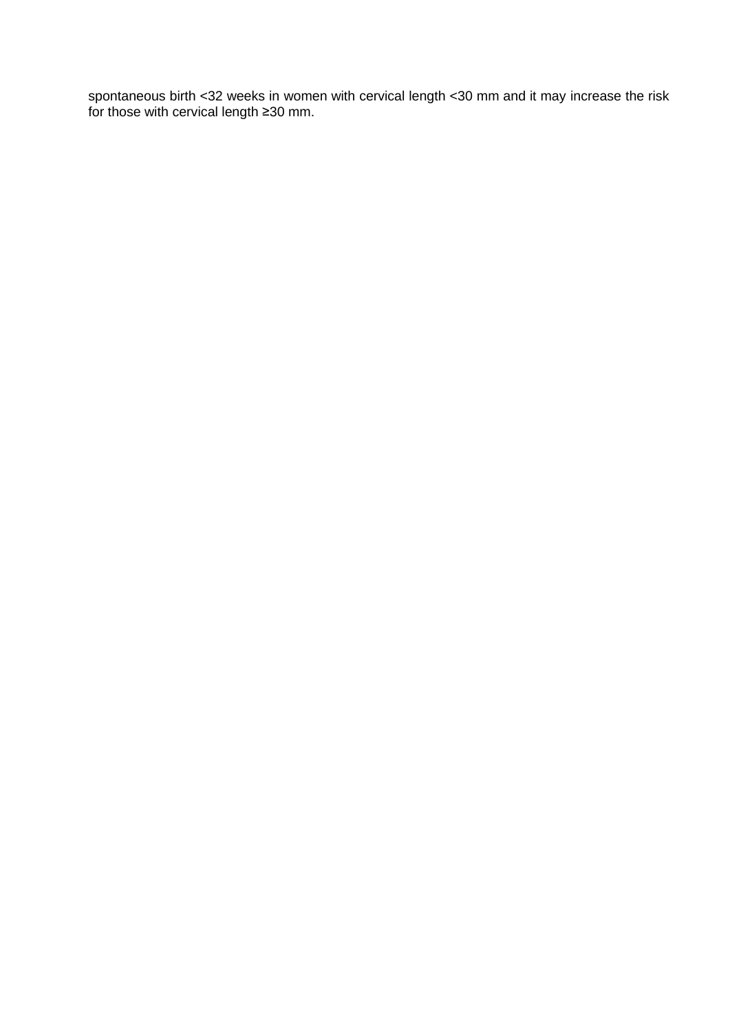spontaneous birth $<32$ weeks in women with cervical length $<30$ mm and it may increase the risk for those with cervical length $\geq 30$ mm.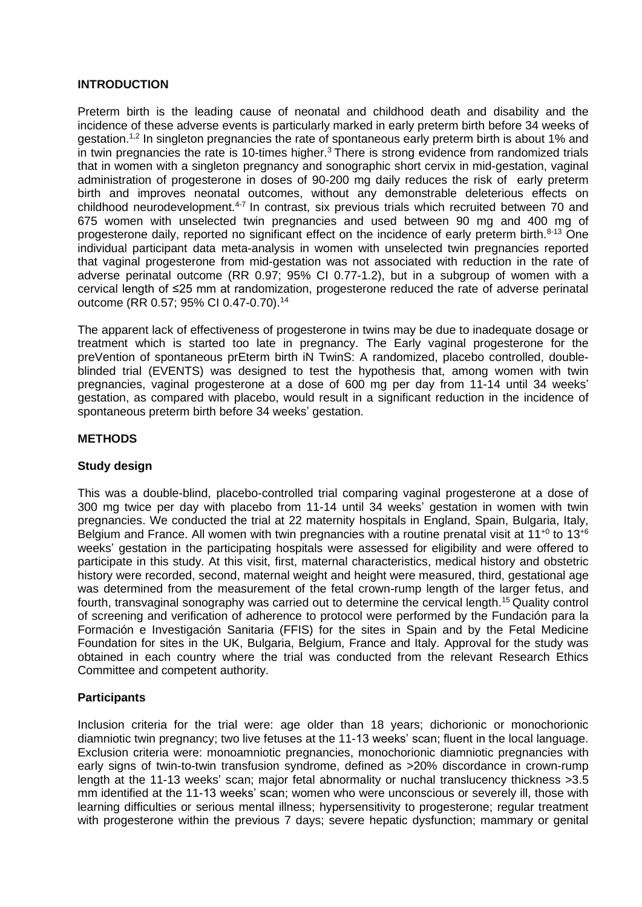## INTRODUCTION

Preterm birth is the leading cause of neonatal and childhood death and disability and the incidence of these adverse events is particularly marked in early preterm birth before 34 weeks of gestation.[1,2] In singleton pregnancies the rate of spontaneous early preterm birth is about 1% and in twin pregnancies the rate is 10-times higher.[3] There is strong evidence from randomized trials that in women with a singleton pregnancy and sonographic short cervix in mid-gestation, vaginal administration of progesterone in doses of 90-200 mg daily reduces the risk of early preterm birth and improves neonatal outcomes, without any demonstrable deleterious effects on childhood neurodevelopment.[4-7] In contrast, six previous trials which recruited between 70 and 675 women with unselected twin pregnancies and used between 90 mg and 400 mg of progesterone daily, reported no significant effect on the incidence of early preterm birth.[8-13] One individual participant data meta-analysis in women with unselected twin pregnancies reported that vaginal progesterone from mid-gestation was not associated with reduction in the rate of adverse perinatal outcome (RR 0.97; 95% CI 0.77-1.2), but in a subgroup of women with a cervical length of ≤25 mm at randomization, progesterone reduced the rate of adverse perinatal outcome (RR 0.57; 95% CI 0.47-0.70).[14]

The apparent lack of effectiveness of progesterone in twins may be due to inadequate dosage or treatment which is started too late in pregnancy. The Early vaginal progesterone for the preVention of spontaneous prEterm birth iN TwinS: A randomized, placebo controlled, double-blinded trial (EVENTS) was designed to test the hypothesis that, among women with twin pregnancies, vaginal progesterone at a dose of 600 mg per day from 11-14 until 34 weeks' gestation, as compared with placebo, would result in a significant reduction in the incidence of spontaneous preterm birth before 34 weeks' gestation.

## METHODS

### Study design

This was a double-blind, placebo-controlled trial comparing vaginal progesterone at a dose of 300 mg twice per day with placebo from 11-14 until 34 weeks' gestation in women with twin pregnancies. We conducted the trial at 22 maternity hospitals in England, Spain, Bulgaria, Italy, Belgium and France. All women with twin pregnancies with a routine prenatal visit at $11^{+0}$ to $13^{+6}$ weeks' gestation in the participating hospitals were assessed for eligibility and were offered to participate in this study. At this visit, first, maternal characteristics, medical history and obstetric history were recorded, second, maternal weight and height were measured, third, gestational age was determined from the measurement of the fetal crown-rump length of the larger fetus, and fourth, transvaginal sonography was carried out to determine the cervical length.[15] Quality control of screening and verification of adherence to protocol were performed by the Fundación para la Formación e Investigación Sanitaria (FFIS) for the sites in Spain and by the Fetal Medicine Foundation for sites in the UK, Bulgaria, Belgium, France and Italy. Approval for the study was obtained in each country where the trial was conducted from the relevant Research Ethics Committee and competent authority.

### Participants

Inclusion criteria for the trial were: age older than 18 years; dichorionic or monochorionic diamniotic twin pregnancy; two live fetuses at the 11-13 weeks' scan; fluent in the local language. Exclusion criteria were: monoamniotic pregnancies, monochorionic diamniotic pregnancies with early signs of twin-to-twin transfusion syndrome, defined as >20% discordance in crown-rump length at the 11-13 weeks' scan; major fetal abnormality or nuchal translucency thickness >3.5 mm identified at the 11-13 weeks' scan; women who were unconscious or severely ill, those with learning difficulties or serious mental illness; hypersensitivity to progesterone; regular treatment with progesterone within the previous 7 days; severe hepatic dysfunction; mammary or genital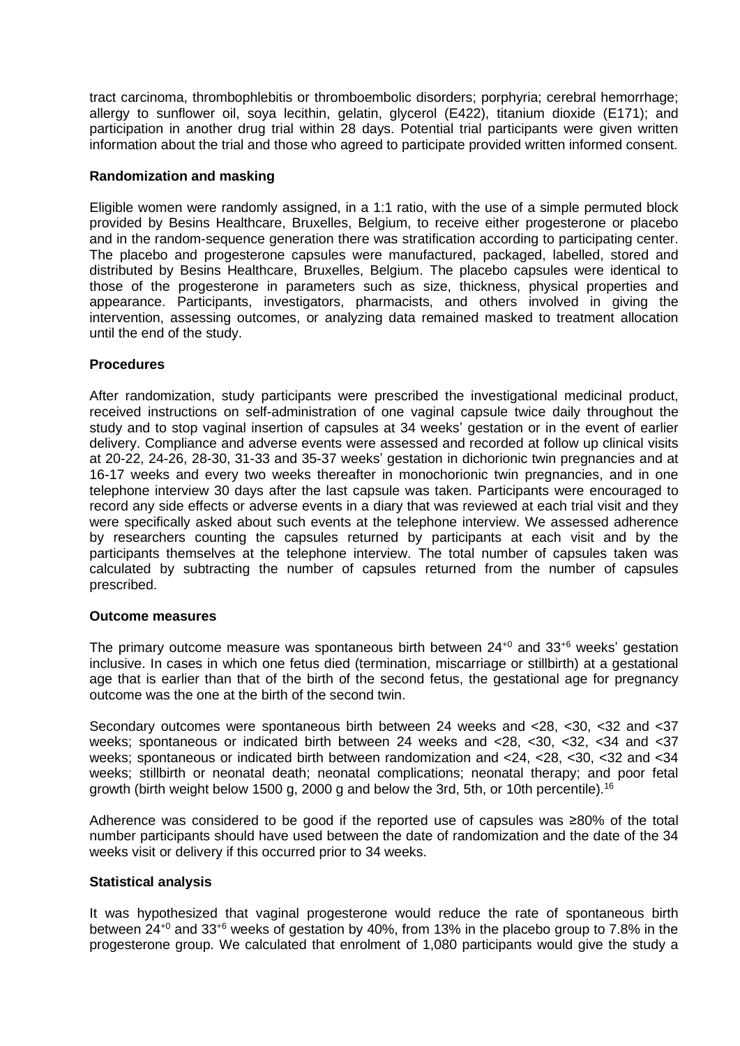tract carcinoma, thrombophlebitis or thromboembolic disorders; porphyria; cerebral hemorrhage; allergy to sunflower oil, soya lecithin, gelatin, glycerol (E422), titanium dioxide (E171); and participation in another drug trial within 28 days. Potential trial participants were given written information about the trial and those who agreed to participate provided written informed consent.

**Randomization and masking**

Eligible women were randomly assigned, in a 1:1 ratio, with the use of a simple permuted block provided by Besins Healthcare, Bruxelles, Belgium, to receive either progesterone or placebo and in the random-sequence generation there was stratification according to participating center. The placebo and progesterone capsules were manufactured, packaged, labelled, stored and distributed by Besins Healthcare, Bruxelles, Belgium. The placebo capsules were identical to those of the progesterone in parameters such as size, thickness, physical properties and appearance. Participants, investigators, pharmacists, and others involved in giving the intervention, assessing outcomes, or analyzing data remained masked to treatment allocation until the end of the study.

**Procedures**

After randomization, study participants were prescribed the investigational medicinal product, received instructions on self-administration of one vaginal capsule twice daily throughout the study and to stop vaginal insertion of capsules at 34 weeks' gestation or in the event of earlier delivery. Compliance and adverse events were assessed and recorded at follow up clinical visits at 20-22, 24-26, 28-30, 31-33 and 35-37 weeks' gestation in dichorionic twin pregnancies and at 16-17 weeks and every two weeks thereafter in monochorionic twin pregnancies, and in one telephone interview 30 days after the last capsule was taken. Participants were encouraged to record any side effects or adverse events in a diary that was reviewed at each trial visit and they were specifically asked about such events at the telephone interview. We assessed adherence by researchers counting the capsules returned by participants at each visit and by the participants themselves at the telephone interview. The total number of capsules taken was calculated by subtracting the number of capsules returned from the number of capsules prescribed.

**Outcome measures**

The primary outcome measure was spontaneous birth between $24^{+0}$ and $33^{+6}$ weeks' gestation inclusive. In cases in which one fetus died (termination, miscarriage or stillbirth) at a gestational age that is earlier than that of the birth of the second fetus, the gestational age for pregnancy outcome was the one at the birth of the second twin.

Secondary outcomes were spontaneous birth between 24 weeks and <28, <30, <32 and <37 weeks; spontaneous or indicated birth between 24 weeks and <28, <30, <32, <34 and <37 weeks; spontaneous or indicated birth between randomization and <24, <28, <30, <32 and <34 weeks; stillbirth or neonatal death; neonatal complications; neonatal therapy; and poor fetal growth (birth weight below 1500 g, 2000 g and below the 3rd, 5th, or 10th percentile).[16]

Adherence was considered to be good if the reported use of capsules was ≥80% of the total number participants should have used between the date of randomization and the date of the 34 weeks visit or delivery if this occurred prior to 34 weeks.

**Statistical analysis**

It was hypothesized that vaginal progesterone would reduce the rate of spontaneous birth between $24^{+0}$ and $33^{+6}$ weeks of gestation by 40%, from 13% in the placebo group to 7.8% in the progesterone group. We calculated that enrolment of 1,080 participants would give the study a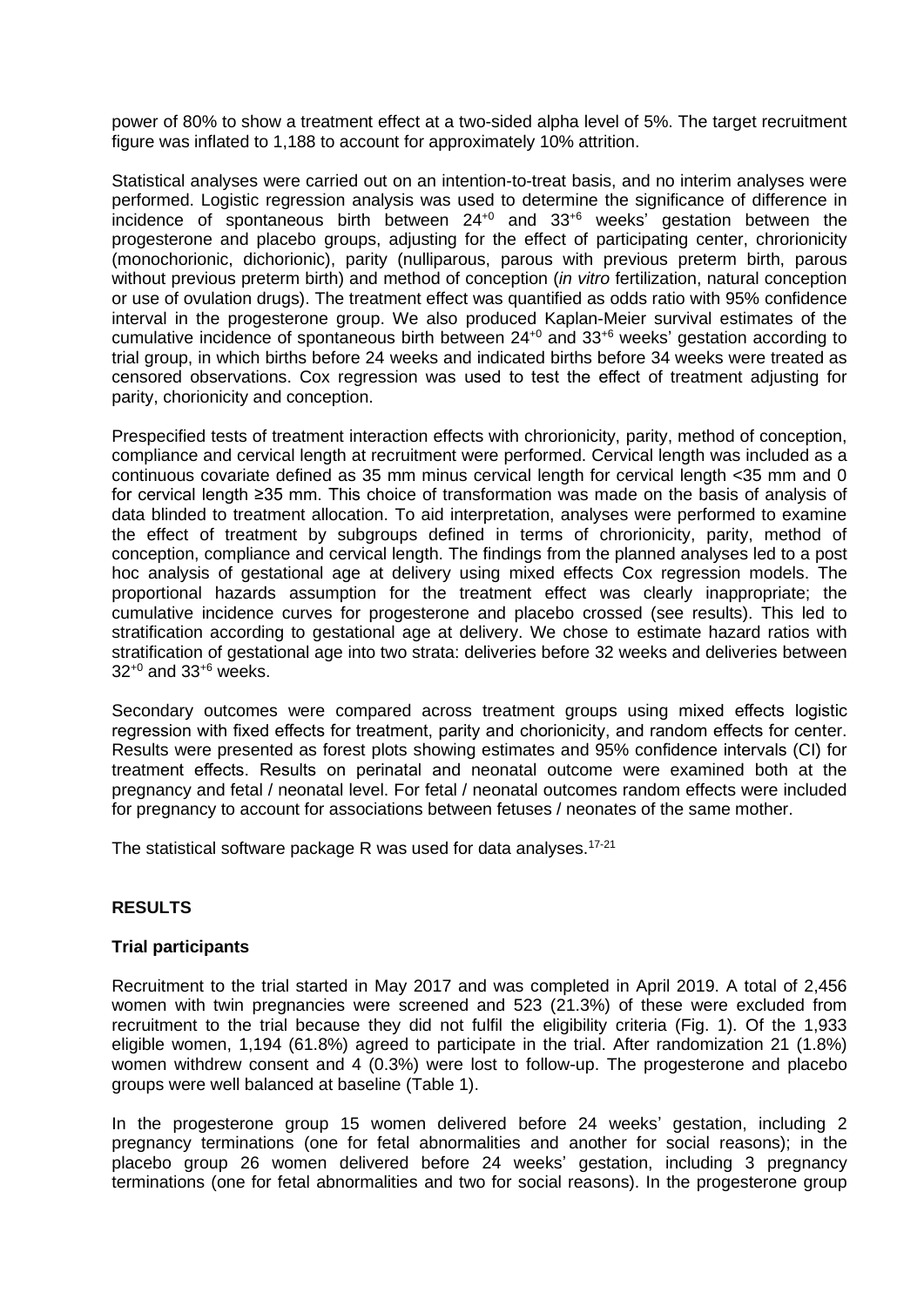power of 80% to show a treatment effect at a two-sided alpha level of 5%. The target recruitment figure was inflated to 1,188 to account for approximately 10% attrition.

Statistical analyses were carried out on an intention-to-treat basis, and no interim analyses were performed. Logistic regression analysis was used to determine the significance of difference in incidence of spontaneous birth between $24^{+0}$ and $33^{+6}$ weeks' gestation between the progesterone and placebo groups, adjusting for the effect of participating center, chrorionicity (monochorionic, dichorionic), parity (nulliparous, parous with previous preterm birth, parous without previous preterm birth) and method of conception (*in vitro* fertilization, natural conception or use of ovulation drugs). The treatment effect was quantified as odds ratio with 95% confidence interval in the progesterone group. We also produced Kaplan-Meier survival estimates of the cumulative incidence of spontaneous birth between $24^{+0}$ and $33^{+6}$ weeks' gestation according to trial group, in which births before 24 weeks and indicated births before 34 weeks were treated as censored observations. Cox regression was used to test the effect of treatment adjusting for parity, chorionicity and conception.

Prespecified tests of treatment interaction effects with chrorionicity, parity, method of conception, compliance and cervical length at recruitment were performed. Cervical length was included as a continuous covariate defined as 35 mm minus cervical length for cervical length <35 mm and 0 for cervical length ≥35 mm. This choice of transformation was made on the basis of analysis of data blinded to treatment allocation. To aid interpretation, analyses were performed to examine the effect of treatment by subgroups defined in terms of chrorionicity, parity, method of conception, compliance and cervical length. The findings from the planned analyses led to a post hoc analysis of gestational age at delivery using mixed effects Cox regression models. The proportional hazards assumption for the treatment effect was clearly inappropriate; the cumulative incidence curves for progesterone and placebo crossed (see results). This led to stratification according to gestational age at delivery. We chose to estimate hazard ratios with stratification of gestational age into two strata: deliveries before 32 weeks and deliveries between $32^{+0}$ and $33^{+6}$ weeks.

Secondary outcomes were compared across treatment groups using mixed effects logistic regression with fixed effects for treatment, parity and chorionicity, and random effects for center. Results were presented as forest plots showing estimates and 95% confidence intervals (CI) for treatment effects. Results on perinatal and neonatal outcome were examined both at the pregnancy and fetal / neonatal level. For fetal / neonatal outcomes random effects were included for pregnancy to account for associations between fetuses / neonates of the same mother.

The statistical software package R was used for data analyses.[17-21]

## RESULTS

### Trial participants

Recruitment to the trial started in May 2017 and was completed in April 2019. A total of 2,456 women with twin pregnancies were screened and 523 (21.3%) of these were excluded from recruitment to the trial because they did not fulfil the eligibility criteria (Fig. 1). Of the 1,933 eligible women, 1,194 (61.8%) agreed to participate in the trial. After randomization 21 (1.8%) women withdrew consent and 4 (0.3%) were lost to follow-up. The progesterone and placebo groups were well balanced at baseline (Table 1).

In the progesterone group 15 women delivered before 24 weeks' gestation, including 2 pregnancy terminations (one for fetal abnormalities and another for social reasons); in the placebo group 26 women delivered before 24 weeks' gestation, including 3 pregnancy terminations (one for fetal abnormalities and two for social reasons). In the progesterone group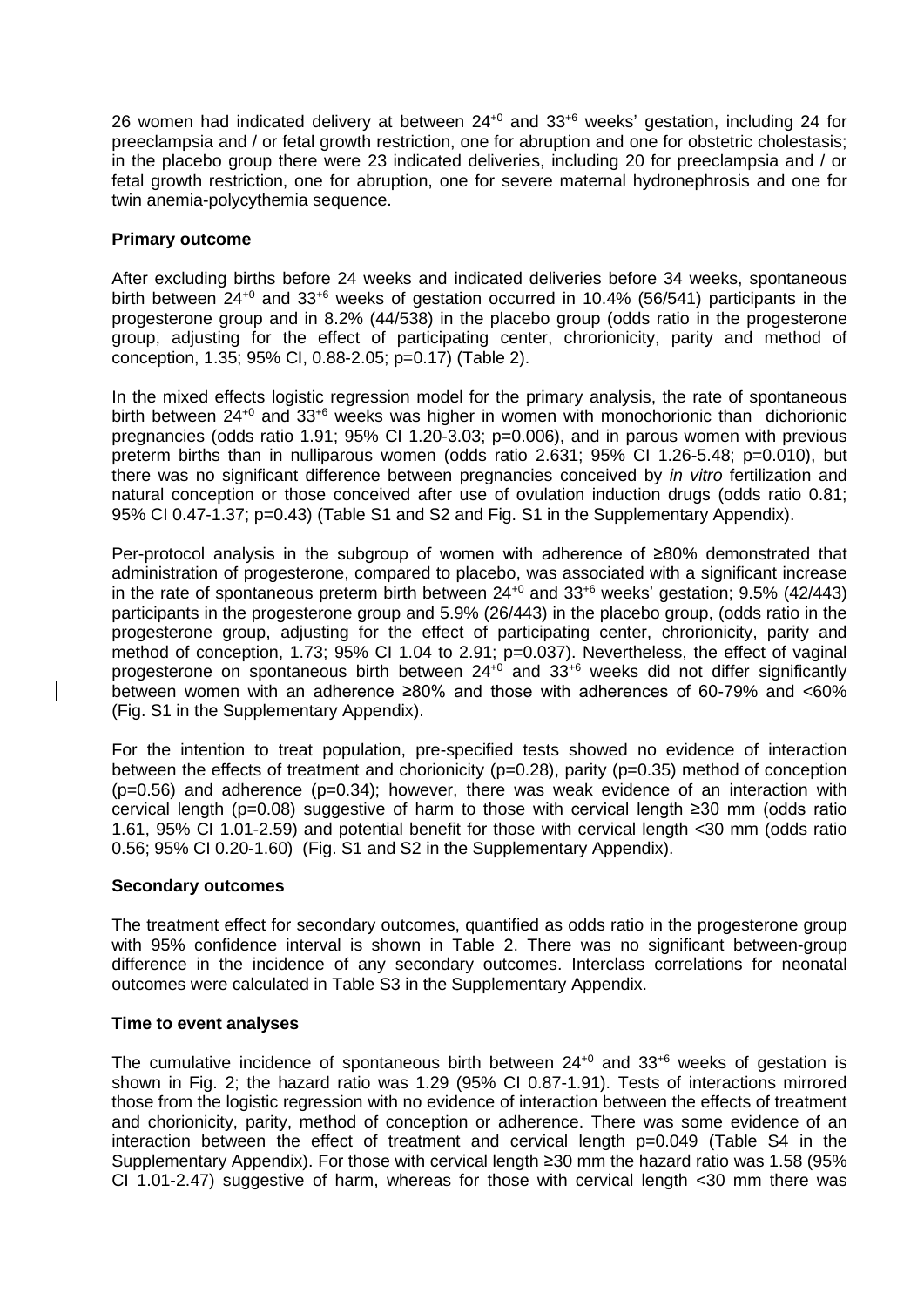26 women had indicated delivery at between $24^{+0}$ and $33^{+6}$ weeks' gestation, including 24 for preeclampsia and / or fetal growth restriction, one for abruption and one for obstetric cholestasis; in the placebo group there were 23 indicated deliveries, including 20 for preeclampsia and / or fetal growth restriction, one for abruption, one for severe maternal hydronephrosis and one for twin anemia-polycythemia sequence.

**Primary outcome**

After excluding births before 24 weeks and indicated deliveries before 34 weeks, spontaneous birth between $24^{+0}$ and $33^{+6}$ weeks of gestation occurred in 10.4% (56/541) participants in the progesterone group and in 8.2% (44/538) in the placebo group (odds ratio in the progesterone group, adjusting for the effect of participating center, chrorionicity, parity and method of conception, 1.35; 95% CI, 0.88-2.05; p=0.17) (Table 2).

In the mixed effects logistic regression model for the primary analysis, the rate of spontaneous birth between $24^{+0}$ and $33^{+6}$ weeks was higher in women with monochorionic than dichorionic pregnancies (odds ratio 1.91; 95% CI 1.20-3.03; p=0.006), and in parous women with previous preterm births than in nulliparous women (odds ratio 2.631; 95% CI 1.26-5.48; p=0.010), but there was no significant difference between pregnancies conceived by *in vitro* fertilization and natural conception or those conceived after use of ovulation induction drugs (odds ratio 0.81; 95% CI 0.47-1.37; p=0.43) (Table S1 and S2 and Fig. S1 in the Supplementary Appendix).

Per-protocol analysis in the subgroup of women with adherence of ≥80% demonstrated that administration of progesterone, compared to placebo, was associated with a significant increase in the rate of spontaneous preterm birth between $24^{+0}$ and $33^{+6}$ weeks' gestation; 9.5% (42/443) participants in the progesterone group and 5.9% (26/443) in the placebo group, (odds ratio in the progesterone group, adjusting for the effect of participating center, chrorionicity, parity and method of conception, 1.73; 95% CI 1.04 to 2.91; p=0.037). Nevertheless, the effect of vaginal progesterone on spontaneous birth between $24^{+0}$ and $33^{+6}$ weeks did not differ significantly between women with an adherence ≥80% and those with adherences of 60-79% and <60% (Fig. S1 in the Supplementary Appendix).

For the intention to treat population, pre-specified tests showed no evidence of interaction between the effects of treatment and chorionicity (p=0.28), parity (p=0.35) method of conception (p=0.56) and adherence (p=0.34); however, there was weak evidence of an interaction with cervical length (p=0.08) suggestive of harm to those with cervical length ≥30 mm (odds ratio 1.61, 95% CI 1.01-2.59) and potential benefit for those with cervical length <30 mm (odds ratio 0.56; 95% CI 0.20-1.60) (Fig. S1 and S2 in the Supplementary Appendix).

**Secondary outcomes**

The treatment effect for secondary outcomes, quantified as odds ratio in the progesterone group with 95% confidence interval is shown in Table 2. There was no significant between-group difference in the incidence of any secondary outcomes. Interclass correlations for neonatal outcomes were calculated in Table S3 in the Supplementary Appendix.

**Time to event analyses**

The cumulative incidence of spontaneous birth between $24^{+0}$ and $33^{+6}$ weeks of gestation is shown in Fig. 2; the hazard ratio was 1.29 (95% CI 0.87-1.91). Tests of interactions mirrored those from the logistic regression with no evidence of interaction between the effects of treatment and chorionicity, parity, method of conception or adherence. There was some evidence of an interaction between the effect of treatment and cervical length p=0.049 (Table S4 in the Supplementary Appendix). For those with cervical length ≥30 mm the hazard ratio was 1.58 (95% CI 1.01-2.47) suggestive of harm, whereas for those with cervical length <30 mm there was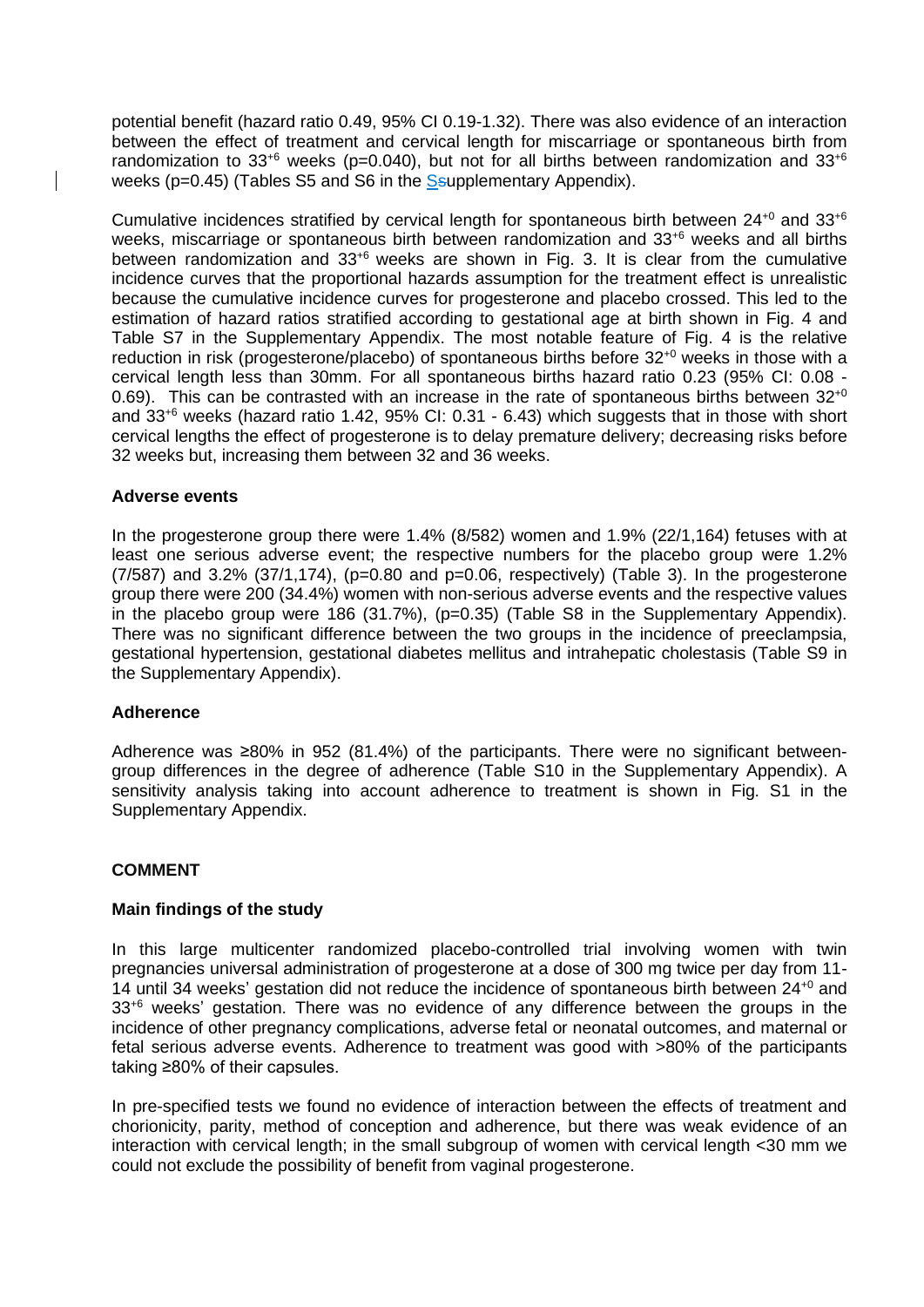potential benefit (hazard ratio 0.49, 95% CI 0.19-1.32). There was also evidence of an interaction between the effect of treatment and cervical length for miscarriage or spontaneous birth from randomization to $33^{+6}$ weeks (p=0.040), but not for all births between randomization and $33^{+6}$ weeks (p=0.45) (Tables S5 and S6 in the Ssupplementary Appendix).

Cumulative incidences stratified by cervical length for spontaneous birth between $24^{+0}$ and $33^{+6}$ weeks, miscarriage or spontaneous birth between randomization and $33^{+6}$ weeks and all births between randomization and $33^{+6}$ weeks are shown in Fig. 3. It is clear from the cumulative incidence curves that the proportional hazards assumption for the treatment effect is unrealistic because the cumulative incidence curves for progesterone and placebo crossed. This led to the estimation of hazard ratios stratified according to gestational age at birth shown in Fig. 4 and Table S7 in the Supplementary Appendix. The most notable feature of Fig. 4 is the relative reduction in risk (progesterone/placebo) of spontaneous births before $32^{+0}$ weeks in those with a cervical length less than 30mm. For all spontaneous births hazard ratio 0.23 (95% CI: 0.08 - 0.69). This can be contrasted with an increase in the rate of spontaneous births between $32^{+0}$ and $33^{+6}$ weeks (hazard ratio 1.42, 95% CI: 0.31 - 6.43) which suggests that in those with short cervical lengths the effect of progesterone is to delay premature delivery; decreasing risks before 32 weeks but, increasing them between 32 and 36 weeks.

**Adverse events**

In the progesterone group there were 1.4% (8/582) women and 1.9% (22/1,164) fetuses with at least one serious adverse event; the respective numbers for the placebo group were 1.2% (7/587) and 3.2% (37/1,174), (p=0.80 and p=0.06, respectively) (Table 3). In the progesterone group there were 200 (34.4%) women with non-serious adverse events and the respective values in the placebo group were 186 (31.7%), (p=0.35) (Table S8 in the Supplementary Appendix). There was no significant difference between the two groups in the incidence of preeclampsia, gestational hypertension, gestational diabetes mellitus and intrahepatic cholestasis (Table S9 in the Supplementary Appendix).

**Adherence**

Adherence was ≥80% in 952 (81.4%) of the participants. There were no significant between-group differences in the degree of adherence (Table S10 in the Supplementary Appendix). A sensitivity analysis taking into account adherence to treatment is shown in Fig. S1 in the Supplementary Appendix.

## COMMENT

**Main findings of the study**

In this large multicenter randomized placebo-controlled trial involving women with twin pregnancies universal administration of progesterone at a dose of 300 mg twice per day from 11-14 until 34 weeks' gestation did not reduce the incidence of spontaneous birth between $24^{+0}$ and $33^{+6}$ weeks' gestation. There was no evidence of any difference between the groups in the incidence of other pregnancy complications, adverse fetal or neonatal outcomes, and maternal or fetal serious adverse events. Adherence to treatment was good with >80% of the participants taking ≥80% of their capsules.

In pre-specified tests we found no evidence of interaction between the effects of treatment and chorionicity, parity, method of conception and adherence, but there was weak evidence of an interaction with cervical length; in the small subgroup of women with cervical length <30 mm we could not exclude the possibility of benefit from vaginal progesterone.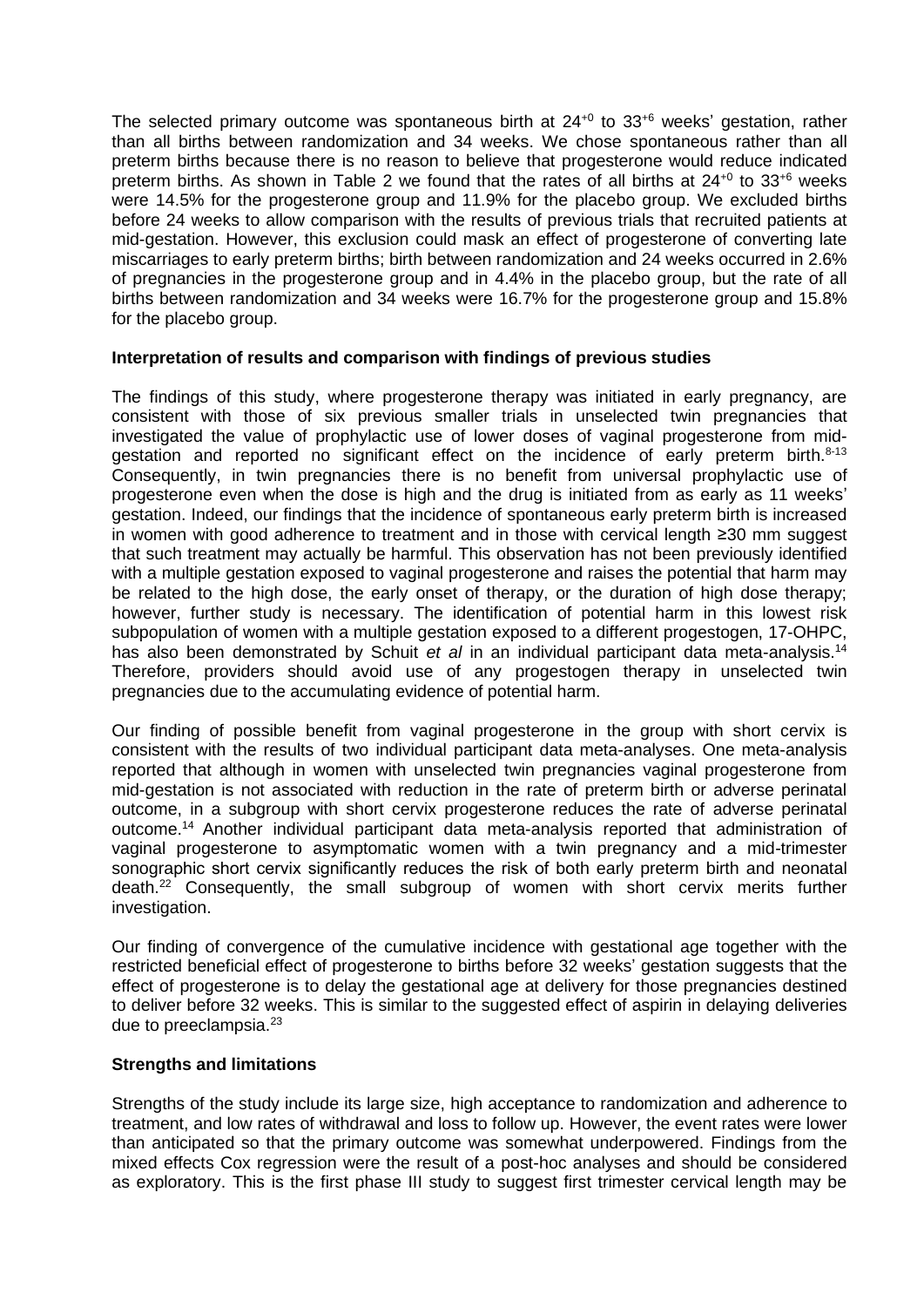The selected primary outcome was spontaneous birth at $24^{+0}$ to $33^{+6}$ weeks' gestation, rather than all births between randomization and 34 weeks. We chose spontaneous rather than all preterm births because there is no reason to believe that progesterone would reduce indicated preterm births. As shown in Table 2 we found that the rates of all births at $24^{+0}$ to $33^{+6}$ weeks were 14.5% for the progesterone group and 11.9% for the placebo group. We excluded births before 24 weeks to allow comparison with the results of previous trials that recruited patients at mid-gestation. However, this exclusion could mask an effect of progesterone of converting late miscarriages to early preterm births; birth between randomization and 24 weeks occurred in 2.6% of pregnancies in the progesterone group and in 4.4% in the placebo group, but the rate of all births between randomization and 34 weeks were 16.7% for the progesterone group and 15.8% for the placebo group.

**Interpretation of results and comparison with findings of previous studies**

The findings of this study, where progesterone therapy was initiated in early pregnancy, are consistent with those of six previous smaller trials in unselected twin pregnancies that investigated the value of prophylactic use of lower doses of vaginal progesterone from mid-gestation and reported no significant effect on the incidence of early preterm birth.[8-13] Consequently, in twin pregnancies there is no benefit from universal prophylactic use of progesterone even when the dose is high and the drug is initiated from as early as 11 weeks' gestation. Indeed, our findings that the incidence of spontaneous early preterm birth is increased in women with good adherence to treatment and in those with cervical length ≥30 mm suggest that such treatment may actually be harmful. This observation has not been previously identified with a multiple gestation exposed to vaginal progesterone and raises the potential that harm may be related to the high dose, the early onset of therapy, or the duration of high dose therapy; however, further study is necessary. The identification of potential harm in this lowest risk subpopulation of women with a multiple gestation exposed to a different progestogen, 17-OHPC, has also been demonstrated by Schuit *et al* in an individual participant data meta-analysis.[14] Therefore, providers should avoid use of any progestogen therapy in unselected twin pregnancies due to the accumulating evidence of potential harm.

Our finding of possible benefit from vaginal progesterone in the group with short cervix is consistent with the results of two individual participant data meta-analyses. One meta-analysis reported that although in women with unselected twin pregnancies vaginal progesterone from mid-gestation is not associated with reduction in the rate of preterm birth or adverse perinatal outcome, in a subgroup with short cervix progesterone reduces the rate of adverse perinatal outcome.[14] Another individual participant data meta-analysis reported that administration of vaginal progesterone to asymptomatic women with a twin pregnancy and a mid-trimester sonographic short cervix significantly reduces the risk of both early preterm birth and neonatal death.[22] Consequently, the small subgroup of women with short cervix merits further investigation.

Our finding of convergence of the cumulative incidence with gestational age together with the restricted beneficial effect of progesterone to births before 32 weeks' gestation suggests that the effect of progesterone is to delay the gestational age at delivery for those pregnancies destined to deliver before 32 weeks. This is similar to the suggested effect of aspirin in delaying deliveries due to preeclampsia.[23]

**Strengths and limitations**

Strengths of the study include its large size, high acceptance to randomization and adherence to treatment, and low rates of withdrawal and loss to follow up. However, the event rates were lower than anticipated so that the primary outcome was somewhat underpowered. Findings from the mixed effects Cox regression were the result of a post-hoc analyses and should be considered as exploratory. This is the first phase III study to suggest first trimester cervical length may be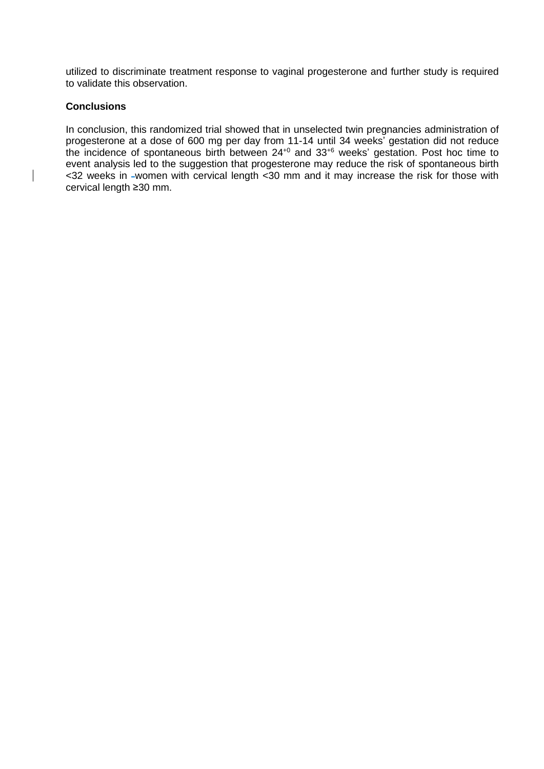utilized to discriminate treatment response to vaginal progesterone and further study is required to validate this observation.

## Conclusions

In conclusion, this randomized trial showed that in unselected twin pregnancies administration of progesterone at a dose of 600 mg per day from 11-14 until 34 weeks' gestation did not reduce the incidence of spontaneous birth between $24^{+0}$ and $33^{+6}$ weeks' gestation. Post hoc time to event analysis led to the suggestion that progesterone may reduce the risk of spontaneous birth <32 weeks in women with cervical length <30 mm and it may increase the risk for those with cervical length ≥30 mm.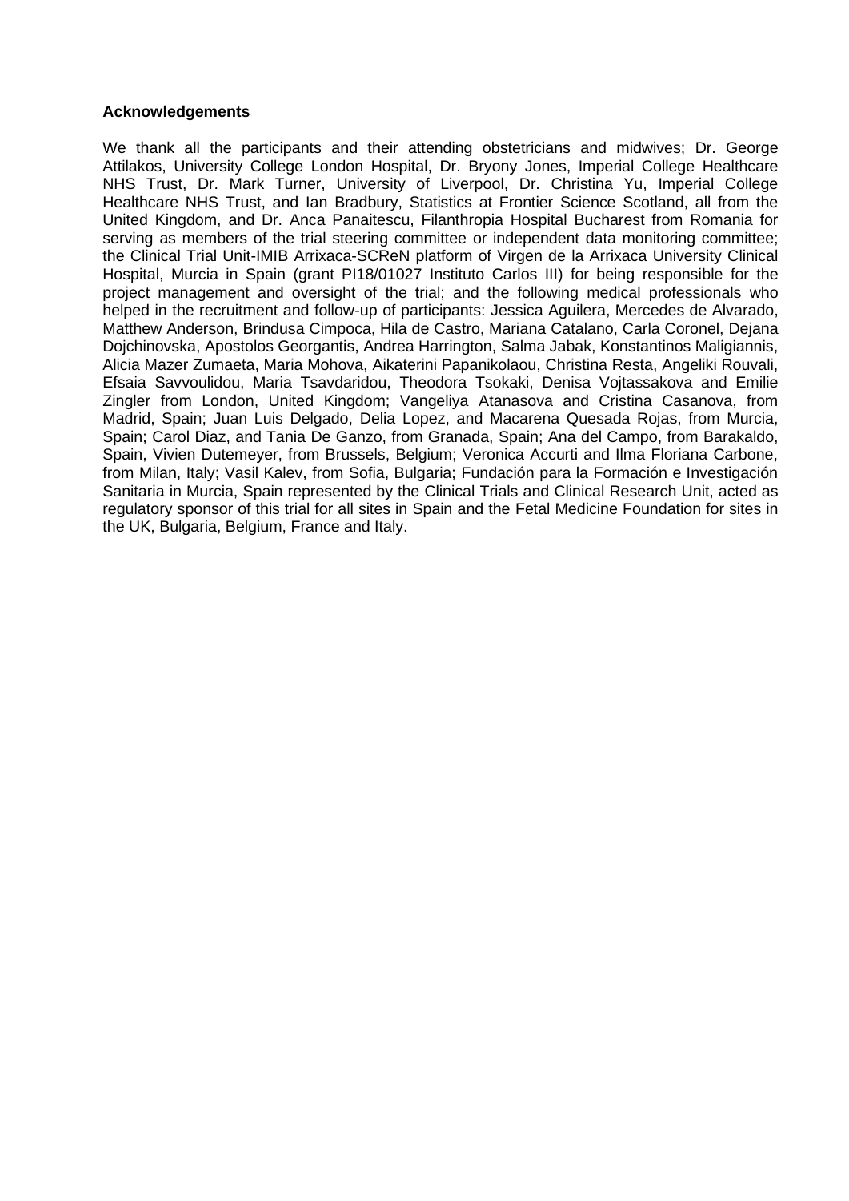**Acknowledgements**

We thank all the participants and their attending obstetricians and midwives; Dr. George Attilakos, University College London Hospital, Dr. Bryony Jones, Imperial College Healthcare NHS Trust, Dr. Mark Turner, University of Liverpool, Dr. Christina Yu, Imperial College Healthcare NHS Trust, and Ian Bradbury, Statistics at Frontier Science Scotland, all from the United Kingdom, and Dr. Anca Panaitescu, Filanthropia Hospital Bucharest from Romania for serving as members of the trial steering committee or independent data monitoring committee; the Clinical Trial Unit-IMIB Arrixaca-SCReN platform of Virgen de la Arrixaca University Clinical Hospital, Murcia in Spain (grant PI18/01027 Instituto Carlos III) for being responsible for the project management and oversight of the trial; and the following medical professionals who helped in the recruitment and follow-up of participants: Jessica Aguilera, Mercedes de Alvarado, Matthew Anderson, Brindusa Cimpoca, Hila de Castro, Mariana Catalano, Carla Coronel, Dejana Dojchinovska, Apostolos Georgantis, Andrea Harrington, Salma Jabak, Konstantinos Maligiannis, Alicia Mazer Zumaeta, Maria Mohova, Aikaterini Papanikolaou, Christina Resta, Angeliki Rouvali, Efsaia Savvoulidou, Maria Tsavdaridou, Theodora Tsokaki, Denisa Vojtassakova and Emilie Zingler from London, United Kingdom; Vangeliya Atanasova and Cristina Casanova, from Madrid, Spain; Juan Luis Delgado, Delia Lopez, and Macarena Quesada Rojas, from Murcia, Spain; Carol Diaz, and Tania De Ganzo, from Granada, Spain; Ana del Campo, from Barakaldo, Spain, Vivien Dutemeyer, from Brussels, Belgium; Veronica Accurti and Ilma Floriana Carbone, from Milan, Italy; Vasil Kalev, from Sofia, Bulgaria; Fundación para la Formación e Investigación Sanitaria in Murcia, Spain represented by the Clinical Trials and Clinical Research Unit, acted as regulatory sponsor of this trial for all sites in Spain and the Fetal Medicine Foundation for sites in the UK, Bulgaria, Belgium, France and Italy.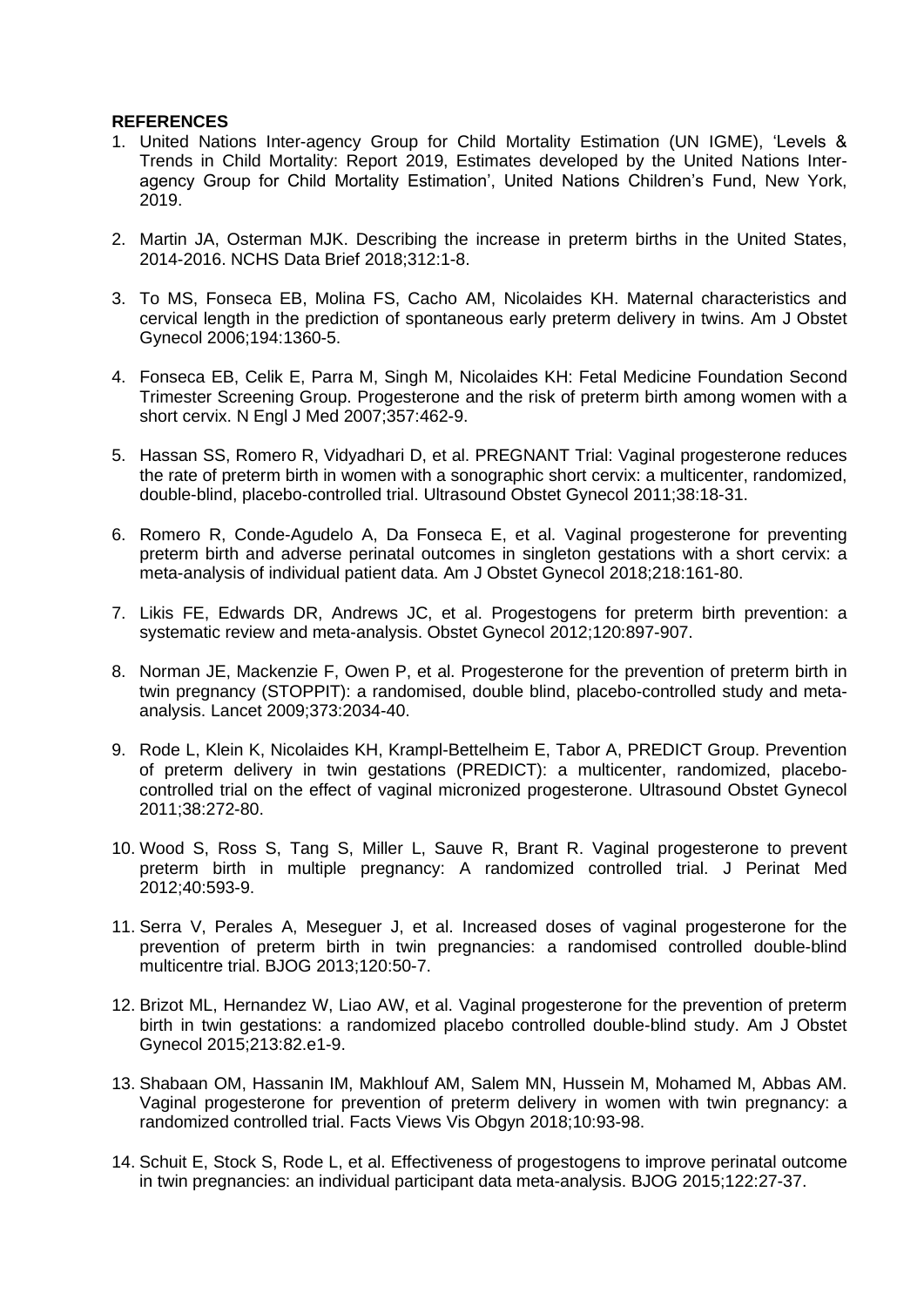**REFERENCES**

1. United Nations Inter-agency Group for Child Mortality Estimation (UN IGME), 'Levels & Trends in Child Mortality: Report 2019, Estimates developed by the United Nations Inter-agency Group for Child Mortality Estimation', United Nations Children's Fund, New York, 2019.

2. Martin JA, Osterman MJK. Describing the increase in preterm births in the United States, 2014-2016. NCHS Data Brief 2018;312:1-8.

3. To MS, Fonseca EB, Molina FS, Cacho AM, Nicolaides KH. Maternal characteristics and cervical length in the prediction of spontaneous early preterm delivery in twins. Am J Obstet Gynecol 2006;194:1360-5.

4. Fonseca EB, Celik E, Parra M, Singh M, Nicolaides KH: Fetal Medicine Foundation Second Trimester Screening Group. Progesterone and the risk of preterm birth among women with a short cervix. N Engl J Med 2007;357:462-9.

5. Hassan SS, Romero R, Vidyadhari D, et al. PREGNANT Trial: Vaginal progesterone reduces the rate of preterm birth in women with a sonographic short cervix: a multicenter, randomized, double-blind, placebo-controlled trial. Ultrasound Obstet Gynecol 2011;38:18-31.

6. Romero R, Conde-Agudelo A, Da Fonseca E, et al. Vaginal progesterone for preventing preterm birth and adverse perinatal outcomes in singleton gestations with a short cervix: a meta-analysis of individual patient data. Am J Obstet Gynecol 2018;218:161-80.

7. Likis FE, Edwards DR, Andrews JC, et al. Progestogens for preterm birth prevention: a systematic review and meta-analysis. Obstet Gynecol 2012;120:897-907.

8. Norman JE, Mackenzie F, Owen P, et al. Progesterone for the prevention of preterm birth in twin pregnancy (STOPPIT): a randomised, double blind, placebo-controlled study and meta-analysis. Lancet 2009;373:2034-40.

9. Rode L, Klein K, Nicolaides KH, Krampl-Bettelheim E, Tabor A, PREDICT Group. Prevention of preterm delivery in twin gestations (PREDICT): a multicenter, randomized, placebo-controlled trial on the effect of vaginal micronized progesterone. Ultrasound Obstet Gynecol 2011;38:272-80.

10. Wood S, Ross S, Tang S, Miller L, Sauve R, Brant R. Vaginal progesterone to prevent preterm birth in multiple pregnancy: A randomized controlled trial. J Perinat Med 2012;40:593-9.

11. Serra V, Perales A, Meseguer J, et al. Increased doses of vaginal progesterone for the prevention of preterm birth in twin pregnancies: a randomised controlled double-blind multicentre trial. BJOG 2013;120:50-7.

12. Brizot ML, Hernandez W, Liao AW, et al. Vaginal progesterone for the prevention of preterm birth in twin gestations: a randomized placebo controlled double-blind study. Am J Obstet Gynecol 2015;213:82.e1-9.

13. Shabaan OM, Hassanin IM, Makhlouf AM, Salem MN, Hussein M, Mohamed M, Abbas AM. Vaginal progesterone for prevention of preterm delivery in women with twin pregnancy: a randomized controlled trial. Facts Views Vis Obgyn 2018;10:93-98.

14. Schuit E, Stock S, Rode L, et al. Effectiveness of progestogens to improve perinatal outcome in twin pregnancies: an individual participant data meta-analysis. BJOG 2015;122:27-37.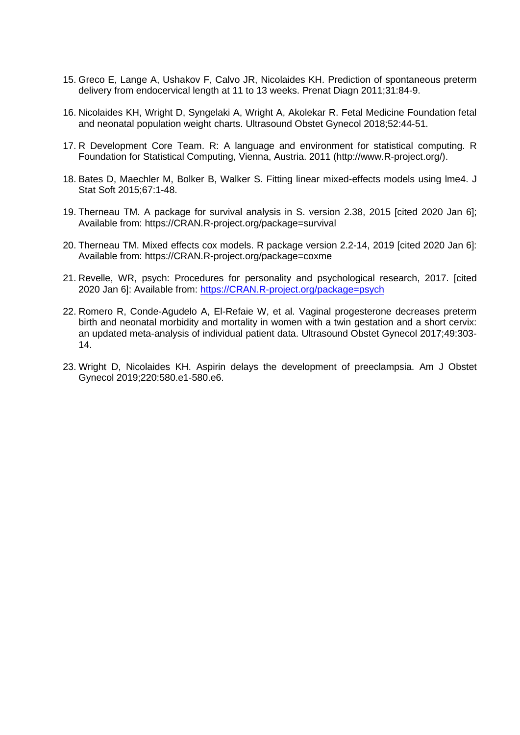15. Greco E, Lange A, Ushakov F, Calvo JR, Nicolaides KH. Prediction of spontaneous preterm delivery from endocervical length at 11 to 13 weeks. Prenat Diagn 2011;31:84-9.

16. Nicolaides KH, Wright D, Syngelaki A, Wright A, Akolekar R. Fetal Medicine Foundation fetal and neonatal population weight charts. Ultrasound Obstet Gynecol 2018;52:44-51.

17. R Development Core Team. R: A language and environment for statistical computing. R Foundation for Statistical Computing, Vienna, Austria. 2011 (http://www.R-project.org/).

18. Bates D, Maechler M, Bolker B, Walker S. Fitting linear mixed-effects models using lme4. J Stat Soft 2015;67:1-48.

19. Therneau TM. A package for survival analysis in S. version 2.38, 2015 [cited 2020 Jan 6]; Available from: https://CRAN.R-project.org/package=survival

20. Therneau TM. Mixed effects cox models. R package version 2.2-14, 2019 [cited 2020 Jan 6]: Available from: https://CRAN.R-project.org/package=coxme

21. Revelle, WR, psych: Procedures for personality and psychological research, 2017. [cited 2020 Jan 6]: Available from: https://CRAN.R-project.org/package=psych

22. Romero R, Conde-Agudelo A, El-Refaie W, et al. Vaginal progesterone decreases preterm birth and neonatal morbidity and mortality in women with a twin gestation and a short cervix: an updated meta-analysis of individual patient data. Ultrasound Obstet Gynecol 2017;49:303-14.

23. Wright D, Nicolaides KH. Aspirin delays the development of preeclampsia. Am J Obstet Gynecol 2019;220:580.e1-580.e6.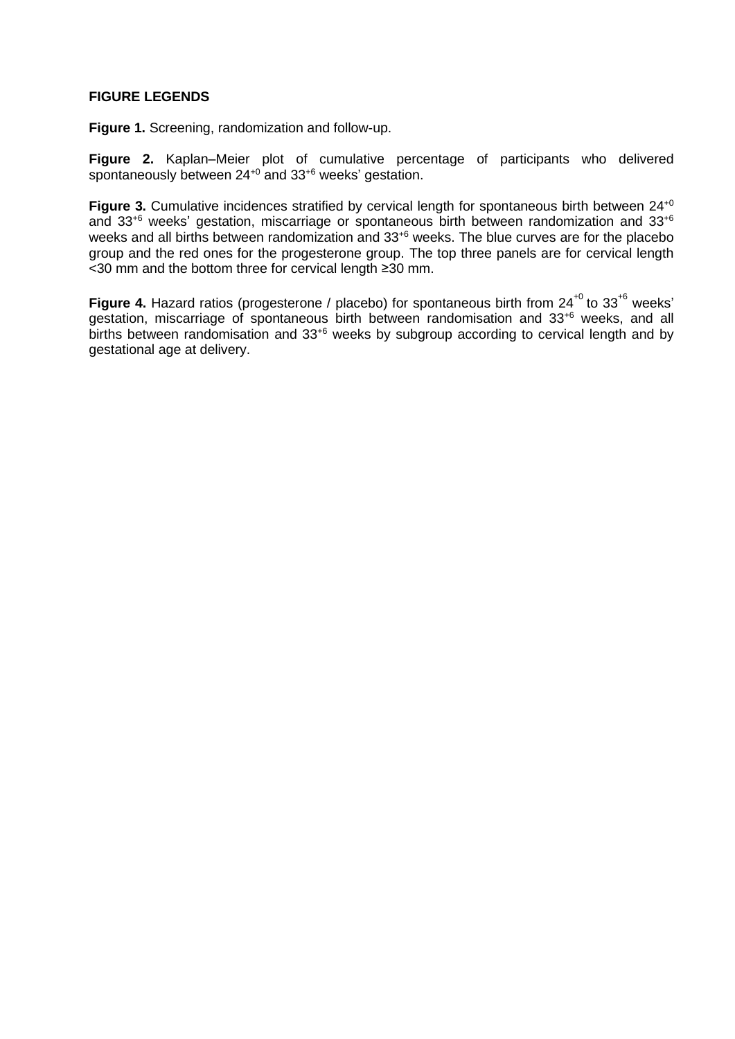**FIGURE LEGENDS**

**Figure 1.** Screening, randomization and follow-up.

**Figure 2.** Kaplan–Meier plot of cumulative percentage of participants who delivered spontaneously between $24^{+0}$ and $33^{+6}$ weeks' gestation.

**Figure 3.** Cumulative incidences stratified by cervical length for spontaneous birth between $24^{+0}$ and $33^{+6}$ weeks' gestation, miscarriage or spontaneous birth between randomization and $33^{+6}$ weeks and all births between randomization and $33^{+6}$ weeks. The blue curves are for the placebo group and the red ones for the progesterone group. The top three panels are for cervical length <30 mm and the bottom three for cervical length ≥30 mm.

**Figure 4.** Hazard ratios (progesterone / placebo) for spontaneous birth from $24^{+0}$ to $33^{+6}$ weeks' gestation, miscarriage of spontaneous birth between randomisation and $33^{+6}$ weeks, and all births between randomisation and $33^{+6}$ weeks by subgroup according to cervical length and by gestational age at delivery.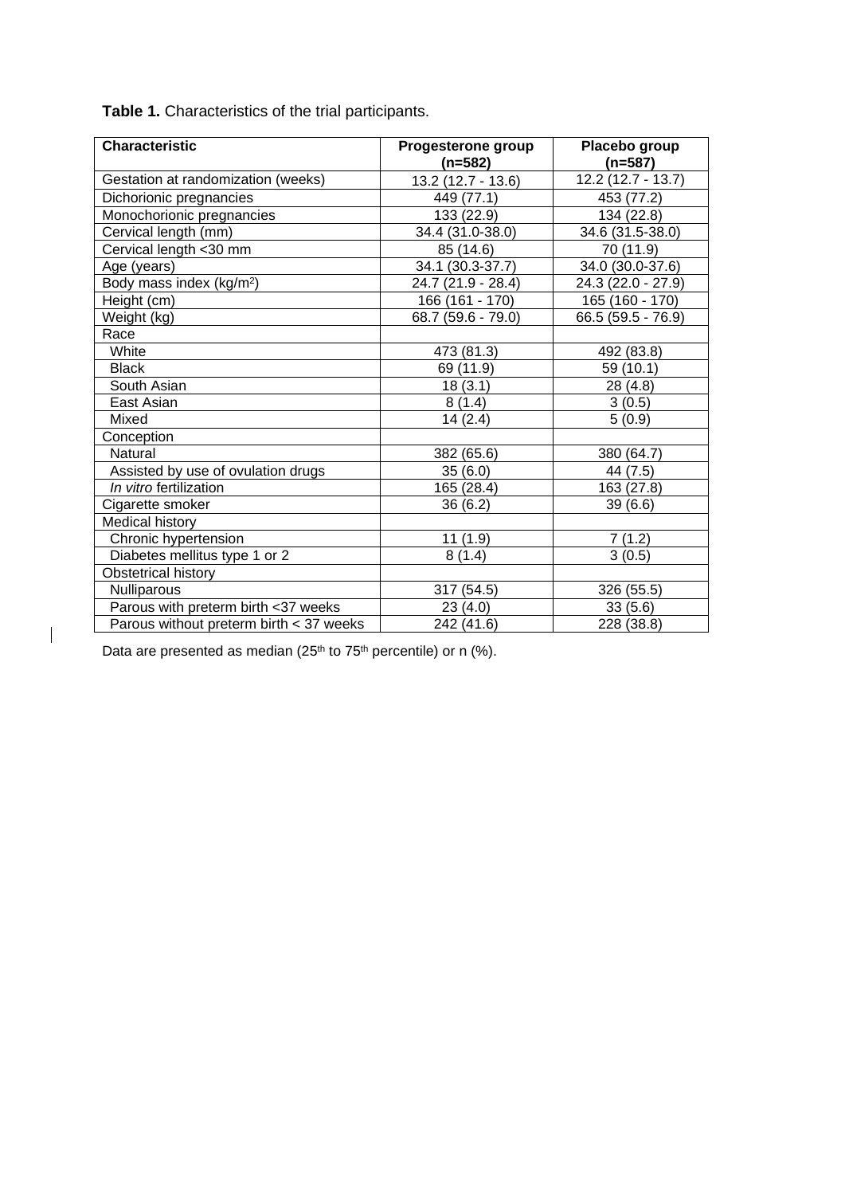**Table 1.** Characteristics of the trial participants.

| Characteristic | Progesterone group (n=582) | Placebo group (n=587) |
|---|---|---|
| Gestation at randomization (weeks) | 13.2 (12.7 - 13.6) | 12.2 (12.7 - 13.7) |
| Dichorionic pregnancies | 449 (77.1) | 453 (77.2) |
| Monochorionic pregnancies | 133 (22.9) | 134 (22.8) |
| Cervical length (mm) | 34.4 (31.0-38.0) | 34.6 (31.5-38.0) |
| Cervical length <30 mm | 85 (14.6) | 70 (11.9) |
| Age (years) | 34.1 (30.3-37.7) | 34.0 (30.0-37.6) |
| Body mass index (kg/m$^2$) | 24.7 (21.9 - 28.4) | 24.3 (22.0 - 27.9) |
| Height (cm) | 166 (161 - 170) | 165 (160 - 170) |
| Weight (kg) | 68.7 (59.6 - 79.0) | 66.5 (59.5 - 76.9) |
| Race | | |
| White | 473 (81.3) | 492 (83.8) |
| Black | 69 (11.9) | 59 (10.1) |
| South Asian | 18 (3.1) | 28 (4.8) |
| East Asian | 8 (1.4) | 3 (0.5) |
| Mixed | 14 (2.4) | 5 (0.9) |
| Conception | | |
| Natural | 382 (65.6) | 380 (64.7) |
| Assisted by use of ovulation drugs | 35 (6.0) | 44 (7.5) |
| *In vitro* fertilization | 165 (28.4) | 163 (27.8) |
| Cigarette smoker | 36 (6.2) | 39 (6.6) |
| Medical history | | |
| Chronic hypertension | 11 (1.9) | 7 (1.2) |
| Diabetes mellitus type 1 or 2 | 8 (1.4) | 3 (0.5) |
| Obstetrical history | | |
| Nulliparous | 317 (54.5) | 326 (55.5) |
| Parous with preterm birth <37 weeks | 23 (4.0) | 33 (5.6) |
| Parous without preterm birth < 37 weeks | 242 (41.6) | 228 (38.8) |

Data are presented as median (25$^{th}$ to 75$^{th}$ percentile) or n (%).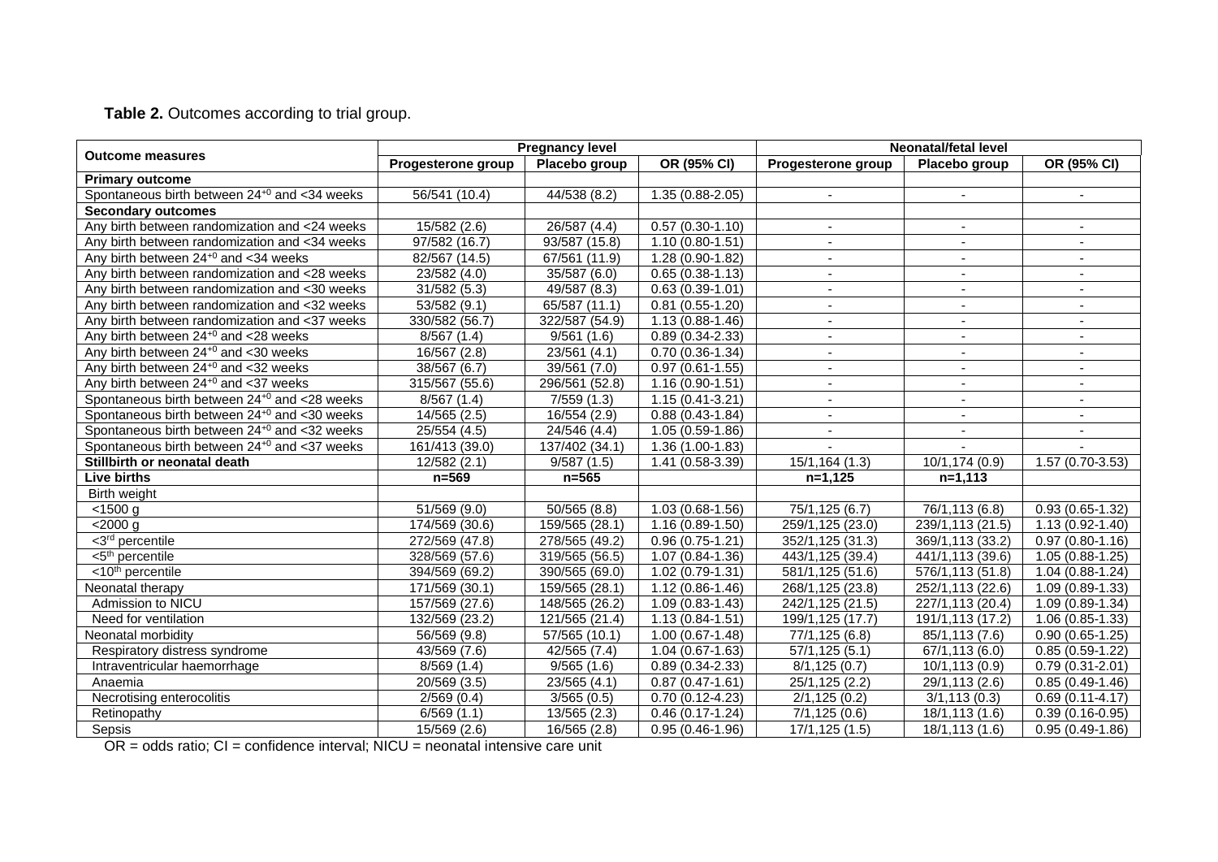**Table 2.** Outcomes according to trial group.

| Outcome measures | Pregnancy level | | | Neonatal/fetal level | | |
|---|---|---|---|---|---|---|
| | Progesterone group | Placebo group | OR (95% CI) | Progesterone group | Placebo group | OR (95% CI) |
| **Primary outcome** | | | | | | |
| Spontaneous birth between $24^{+0}$ and <34 weeks | 56/541 (10.4) | 44/538 (8.2) | 1.35 (0.88-2.05) | - | - | - |
| **Secondary outcomes** | | | | | | |
| Any birth between randomization and <24 weeks | 15/582 (2.6) | 26/587 (4.4) | 0.57 (0.30-1.10) | - | - | - |
| Any birth between randomization and <34 weeks | 97/582 (16.7) | 93/587 (15.8) | 1.10 (0.80-1.51) | - | - | - |
| Any birth between $24^{+0}$ and <34 weeks | 82/567 (14.5) | 67/561 (11.9) | 1.28 (0.90-1.82) | - | - | - |
| Any birth between randomization and <28 weeks | 23/582 (4.0) | 35/587 (6.0) | 0.65 (0.38-1.13) | - | - | - |
| Any birth between randomization and <30 weeks | 31/582 (5.3) | 49/587 (8.3) | 0.63 (0.39-1.01) | - | - | - |
| Any birth between randomization and <32 weeks | 53/582 (9.1) | 65/587 (11.1) | 0.81 (0.55-1.20) | - | - | - |
| Any birth between randomization and <37 weeks | 330/582 (56.7) | 322/587 (54.9) | 1.13 (0.88-1.46) | - | - | - |
| Any birth between $24^{+0}$ and <28 weeks | 8/567 (1.4) | 9/561 (1.6) | 0.89 (0.34-2.33) | - | - | - |
| Any birth between $24^{+0}$ and <30 weeks | 16/567 (2.8) | 23/561 (4.1) | 0.70 (0.36-1.34) | - | - | - |
| Any birth between $24^{+0}$ and <32 weeks | 38/567 (6.7) | 39/561 (7.0) | 0.97 (0.61-1.55) | - | - | - |
| Any birth between $24^{+0}$ and <37 weeks | 315/567 (55.6) | 296/561 (52.8) | 1.16 (0.90-1.51) | - | - | - |
| Spontaneous birth between $24^{+0}$ and <28 weeks | 8/567 (1.4) | 7/559 (1.3) | 1.15 (0.41-3.21) | - | - | - |
| Spontaneous birth between $24^{+0}$ and <30 weeks | 14/565 (2.5) | 16/554 (2.9) | 0.88 (0.43-1.84) | - | - | - |
| Spontaneous birth between $24^{+0}$ and <32 weeks | 25/554 (4.5) | 24/546 (4.4) | 1.05 (0.59-1.86) | - | - | - |
| Spontaneous birth between $24^{+0}$ and <37 weeks | 161/413 (39.0) | 137/402 (34.1) | 1.36 (1.00-1.83) | - | - | - |
| **Stillbirth or neonatal death** | 12/582 (2.1) | 9/587 (1.5) | 1.41 (0.58-3.39) | 15/1,164 (1.3) | 10/1,174 (0.9) | 1.57 (0.70-3.53) |
| **Live births** | **n=569** | **n=565** | | **n=1,125** | **n=1,113** | |
| Birth weight | | | | | | |
| <1500 g | 51/569 (9.0) | 50/565 (8.8) | 1.03 (0.68-1.56) | 75/1,125 (6.7) | 76/1,113 (6.8) | 0.93 (0.65-1.32) |
| <2000 g | 174/569 (30.6) | 159/565 (28.1) | 1.16 (0.89-1.50) | 259/1,125 (23.0) | 239/1,113 (21.5) | 1.13 (0.92-1.40) |
| <3rd percentile | 272/569 (47.8) | 278/565 (49.2) | 0.96 (0.75-1.21) | 352/1,125 (31.3) | 369/1,113 (33.2) | 0.97 (0.80-1.16) |
| <5th percentile | 328/569 (57.6) | 319/565 (56.5) | 1.07 (0.84-1.36) | 443/1,125 (39.4) | 441/1,113 (39.6) | 1.05 (0.88-1.25) |
| <10th percentile | 394/569 (69.2) | 390/565 (69.0) | 1.02 (0.79-1.31) | 581/1,125 (51.6) | 576/1,113 (51.8) | 1.04 (0.88-1.24) |
| Neonatal therapy | 171/569 (30.1) | 159/565 (28.1) | 1.12 (0.86-1.46) | 268/1,125 (23.8) | 252/1,113 (22.6) | 1.09 (0.89-1.33) |
| Admission to NICU | 157/569 (27.6) | 148/565 (26.2) | 1.09 (0.83-1.43) | 242/1,125 (21.5) | 227/1,113 (20.4) | 1.09 (0.89-1.34) |
| Need for ventilation | 132/569 (23.2) | 121/565 (21.4) | 1.13 (0.84-1.51) | 199/1,125 (17.7) | 191/1,113 (17.2) | 1.06 (0.85-1.33) |
| Neonatal morbidity | 56/569 (9.8) | 57/565 (10.1) | 1.00 (0.67-1.48) | 77/1,125 (6.8) | 85/1,113 (7.6) | 0.90 (0.65-1.25) |
| Respiratory distress syndrome | 43/569 (7.6) | 42/565 (7.4) | 1.04 (0.67-1.63) | 57/1,125 (5.1) | 67/1,113 (6.0) | 0.85 (0.59-1.22) |
| Intraventricular haemorrhage | 8/569 (1.4) | 9/565 (1.6) | 0.89 (0.34-2.33) | 8/1,125 (0.7) | 10/1,113 (0.9) | 0.79 (0.31-2.01) |
| Anaemia | 20/569 (3.5) | 23/565 (4.1) | 0.87 (0.47-1.61) | 25/1,125 (2.2) | 29/1,113 (2.6) | 0.85 (0.49-1.46) |
| Necrotising enterocolitis | 2/569 (0.4) | 3/565 (0.5) | 0.70 (0.12-4.23) | 2/1,125 (0.2) | 3/1,113 (0.3) | 0.69 (0.11-4.17) |
| Retinopathy | 6/569 (1.1) | 13/565 (2.3) | 0.46 (0.17-1.24) | 7/1,125 (0.6) | 18/1,113 (1.6) | 0.39 (0.16-0.95) |
| Sepsis | 15/569 (2.6) | 16/565 (2.8) | 0.95 (0.46-1.96) | 17/1,125 (1.5) | 18/1,113 (1.6) | 0.95 (0.49-1.86) |

OR = odds ratio; CI = confidence interval; NICU = neonatal intensive care unit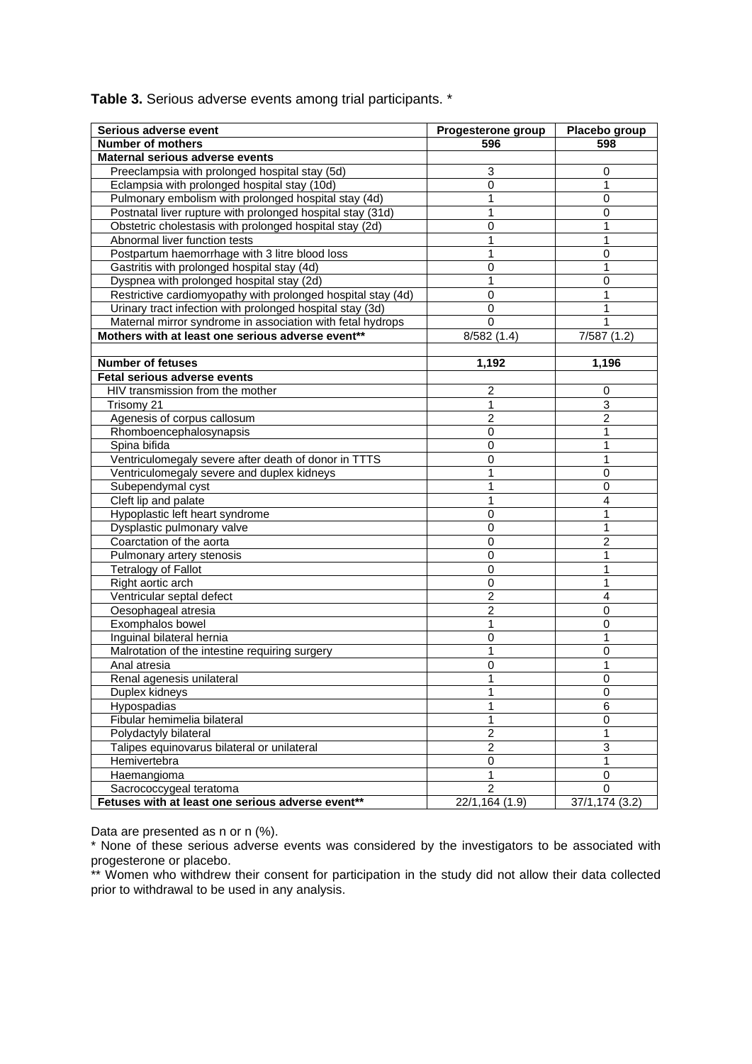**Table 3.** Serious adverse events among trial participants. *

| Serious adverse event | Progesterone group | Placebo group |
|---|---|---|
| **Number of mothers** | **596** | **598** |
| **Maternal serious adverse events** | | |
| Preeclampsia with prolonged hospital stay (5d) | 3 | 0 |
| Eclampsia with prolonged hospital stay (10d) | 0 | 1 |
| Pulmonary embolism with prolonged hospital stay (4d) | 1 | 0 |
| Postnatal liver rupture with prolonged hospital stay (31d) | 1 | 0 |
| Obstetric cholestasis with prolonged hospital stay (2d) | 0 | 1 |
| Abnormal liver function tests | 1 | 1 |
| Postpartum haemorrhage with 3 litre blood loss | 1 | 0 |
| Gastritis with prolonged hospital stay (4d) | 0 | 1 |
| Dyspnea with prolonged hospital stay (2d) | 1 | 0 |
| Restrictive cardiomyopathy with prolonged hospital stay (4d) | 0 | 1 |
| Urinary tract infection with prolonged hospital stay (3d) | 0 | 1 |
| Maternal mirror syndrome in association with fetal hydrops | 0 | 1 |
| **Mothers with at least one serious adverse event**** | 8/582 (1.4) | 7/587 (1.2) |
| | | |
| **Number of fetuses** | **1,192** | **1,196** |
| **Fetal serious adverse events** | | |
| HIV transmission from the mother | 2 | 0 |
| Trisomy 21 | 1 | 3 |
| Agenesis of corpus callosum | 2 | 2 |
| Rhomboencephalosynapsis | 0 | 1 |
| Spina bifida | 0 | 1 |
| Ventriculomegaly severe after death of donor in TTTS | 0 | 1 |
| Ventriculomegaly severe and duplex kidneys | 1 | 0 |
| Subependymal cyst | 1 | 0 |
| Cleft lip and palate | 1 | 4 |
| Hypoplastic left heart syndrome | 0 | 1 |
| Dysplastic pulmonary valve | 0 | 1 |
| Coarctation of the aorta | 0 | 2 |
| Pulmonary artery stenosis | 0 | 1 |
| Tetralogy of Fallot | 0 | 1 |
| Right aortic arch | 0 | 1 |
| Ventricular septal defect | 2 | 4 |
| Oesophageal atresia | 2 | 0 |
| Exomphalos bowel | 1 | 0 |
| Inguinal bilateral hernia | 0 | 1 |
| Malrotation of the intestine requiring surgery | 1 | 0 |
| Anal atresia | 0 | 1 |
| Renal agenesis unilateral | 1 | 0 |
| Duplex kidneys | 1 | 0 |
| Hypospadias | 1 | 6 |
| Fibular hemimelia bilateral | 1 | 0 |
| Polydactyly bilateral | 2 | 1 |
| Talipes equinovarus bilateral or unilateral | 2 | 3 |
| Hemivertebra | 0 | 1 |
| Haemangioma | 1 | 0 |
| Sacrococcygeal teratoma | 2 | 0 |
| **Fetuses with at least one serious adverse event**** | 22/1,164 (1.9) | 37/1,174 (3.2) |

Data are presented as n or n (%).

* None of these serious adverse events was considered by the investigators to be associated with progesterone or placebo.

** Women who withdrew their consent for participation in the study did not allow their data collected prior to withdrawal to be used in any analysis.